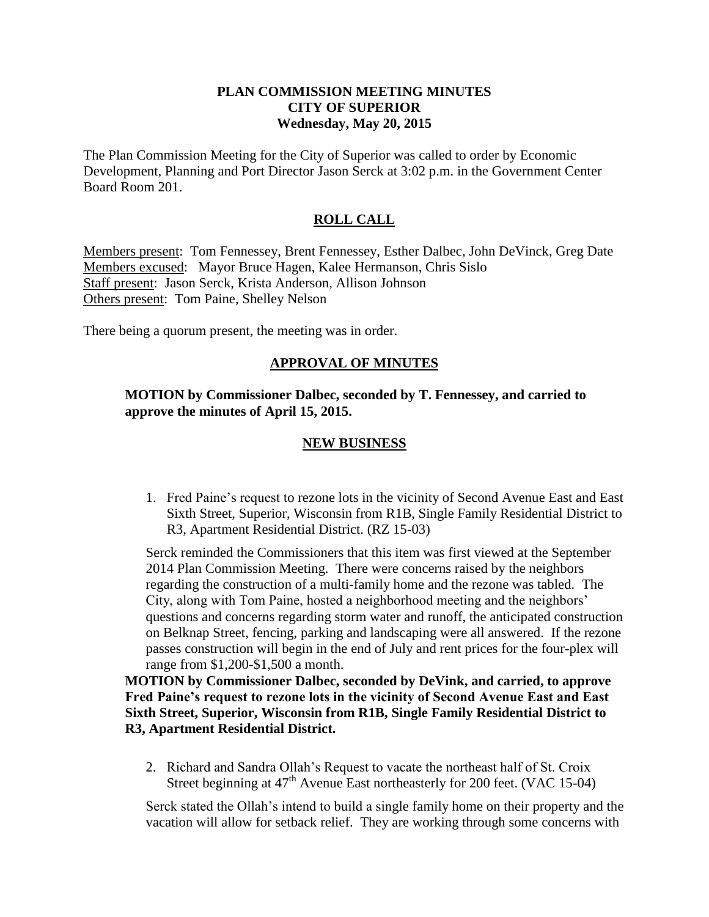**PLAN COMMISSION MEETING MINUTES**
**CITY OF SUPERIOR**
**Wednesday, May 20, 2015**

The Plan Commission Meeting for the City of Superior was called to order by Economic Development, Planning and Port Director Jason Serck at 3:02 p.m. in the Government Center Board Room 201.

## ROLL CALL

Members present: Tom Fennessey, Brent Fennessey, Esther Dalbec, John DeVinck, Greg Date
Members excused: Mayor Bruce Hagen, Kalee Hermanson, Chris Sislo
Staff present: Jason Serck, Krista Anderson, Allison Johnson
Others present: Tom Paine, Shelley Nelson

There being a quorum present, the meeting was in order.

## APPROVAL OF MINUTES

**MOTION by Commissioner Dalbec, seconded by T. Fennessey, and carried to approve the minutes of April 15, 2015.**

## NEW BUSINESS

1. Fred Paine's request to rezone lots in the vicinity of Second Avenue East and East Sixth Street, Superior, Wisconsin from R1B, Single Family Residential District to R3, Apartment Residential District. (RZ 15-03)

Serck reminded the Commissioners that this item was first viewed at the September 2014 Plan Commission Meeting. There were concerns raised by the neighbors regarding the construction of a multi-family home and the rezone was tabled. The City, along with Tom Paine, hosted a neighborhood meeting and the neighbors' questions and concerns regarding storm water and runoff, the anticipated construction on Belknap Street, fencing, parking and landscaping were all answered. If the rezone passes construction will begin in the end of July and rent prices for the four-plex will range from $1,200-$1,500 a month.

**MOTION by Commissioner Dalbec, seconded by DeVink, and carried, to approve Fred Paine's request to rezone lots in the vicinity of Second Avenue East and East Sixth Street, Superior, Wisconsin from R1B, Single Family Residential District to R3, Apartment Residential District.**

2. Richard and Sandra Ollah's Request to vacate the northeast half of St. Croix Street beginning at 47th Avenue East northeasterly for 200 feet. (VAC 15-04)

Serck stated the Ollah's intend to build a single family home on their property and the vacation will allow for setback relief. They are working through some concerns with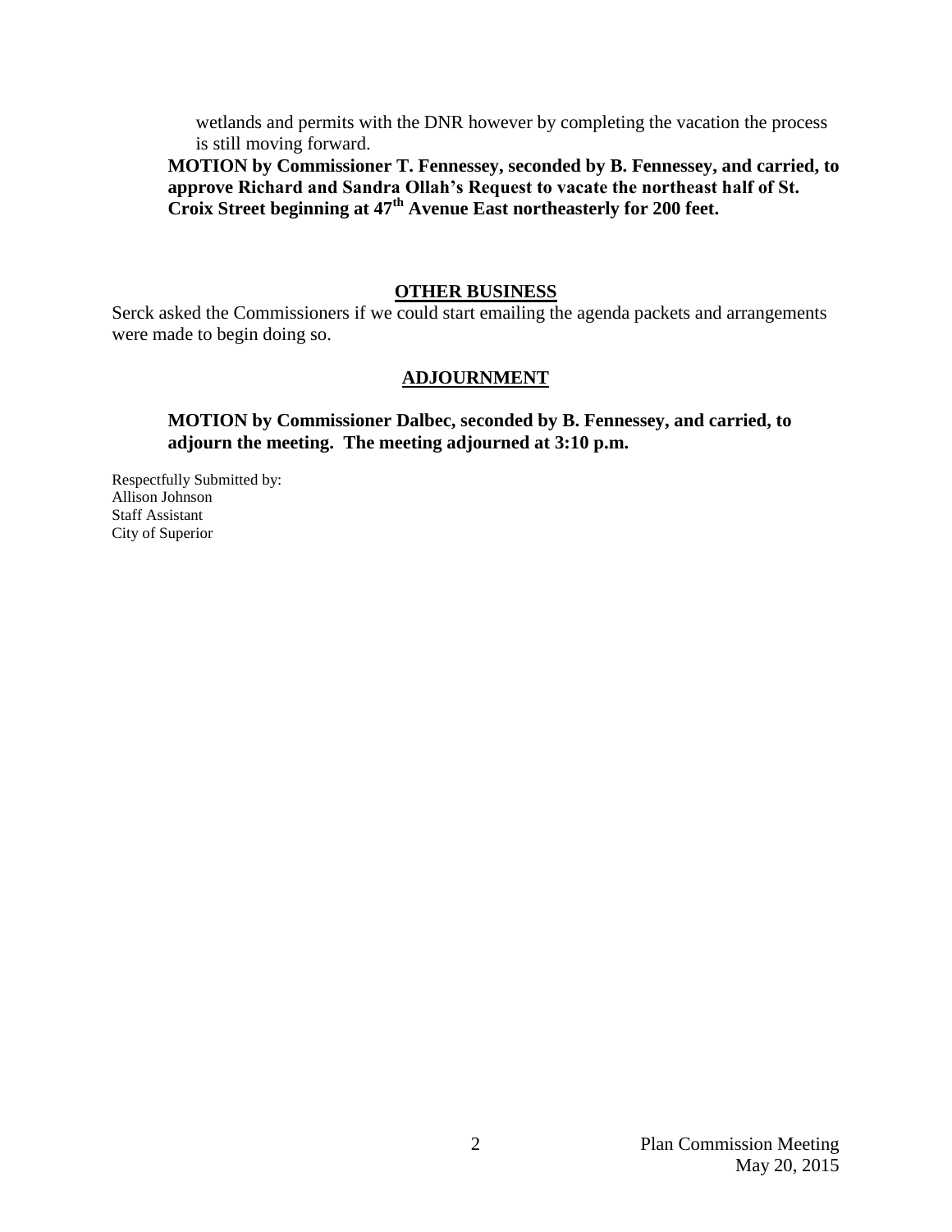wetlands and permits with the DNR however by completing the vacation the process is still moving forward.

**MOTION by Commissioner T. Fennessey, seconded by B. Fennessey, and carried, to approve Richard and Sandra Ollah's Request to vacate the northeast half of St. Croix Street beginning at 47th Avenue East northeasterly for 200 feet.**

## OTHER BUSINESS

Serck asked the Commissioners if we could start emailing the agenda packets and arrangements were made to begin doing so.

## ADJOURNMENT

**MOTION by Commissioner Dalbec, seconded by B. Fennessey, and carried, to adjourn the meeting. The meeting adjourned at 3:10 p.m.**

Respectfully Submitted by:
Allison Johnson
Staff Assistant
City of Superior